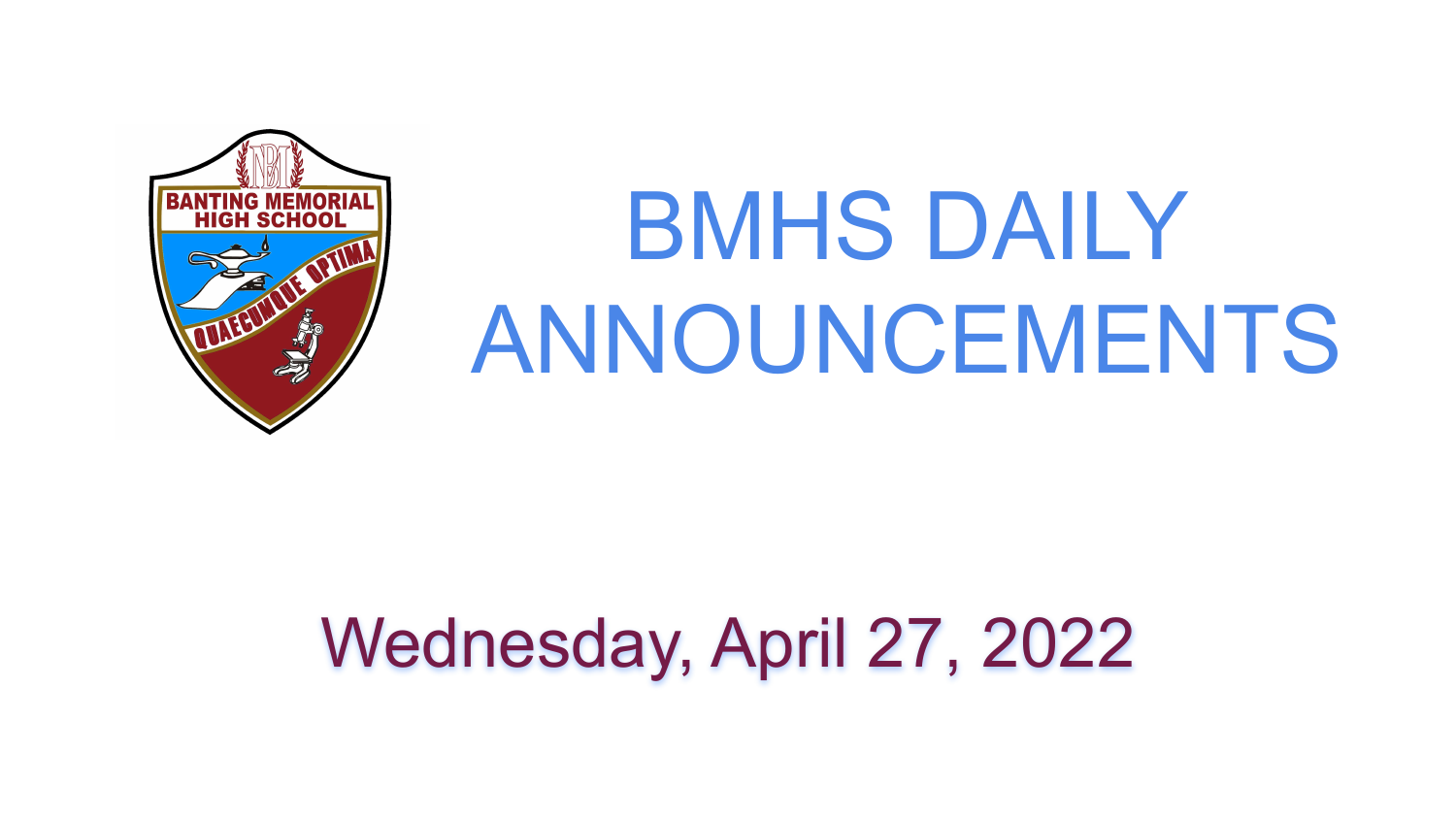# BMHS DAILY ANNOUNCEMENTS

## Wednesday, April 27, 2022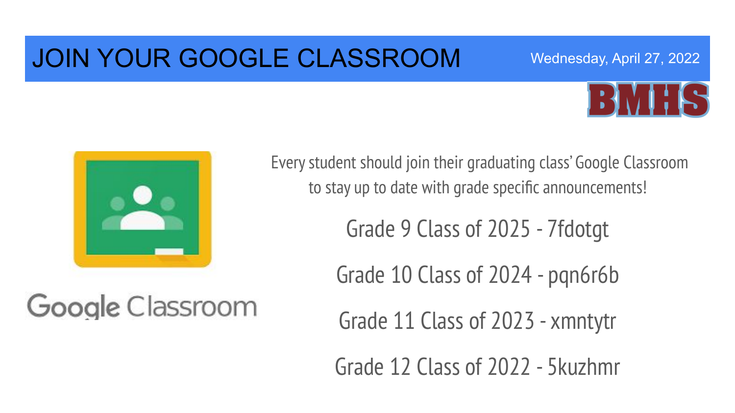# JOIN YOUR GOOGLE CLASSROOM

Wednesday, April 27, 2022

BMHS

Google Classroom

Every student should join their graduating class' Google Classroom to stay up to date with grade specific announcements!

Grade 9 Class of 2025 - 7fdotgt

Grade 10 Class of 2024 - pqn6r6b

Grade 11 Class of 2023 - xmntytr

Grade 12 Class of 2022 - 5kuzhmr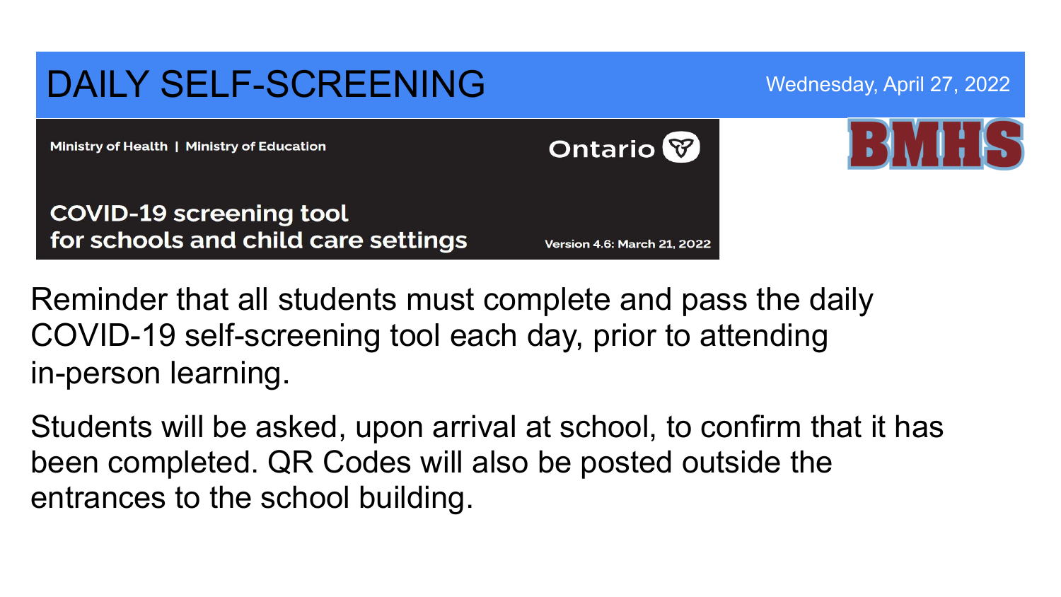# DAILY SELF-SCREENING

Wednesday, April 27, 2022

Ministry of Health | Ministry of Education

Ontario

**COVID-19 screening tool for schools and child care settings**

Version 4.6: March 21, 2022

BMHS

Reminder that all students must complete and pass the daily COVID-19 self-screening tool each day, prior to attending in-person learning.

Students will be asked, upon arrival at school, to confirm that it has been completed. QR Codes will also be posted outside the entrances to the school building.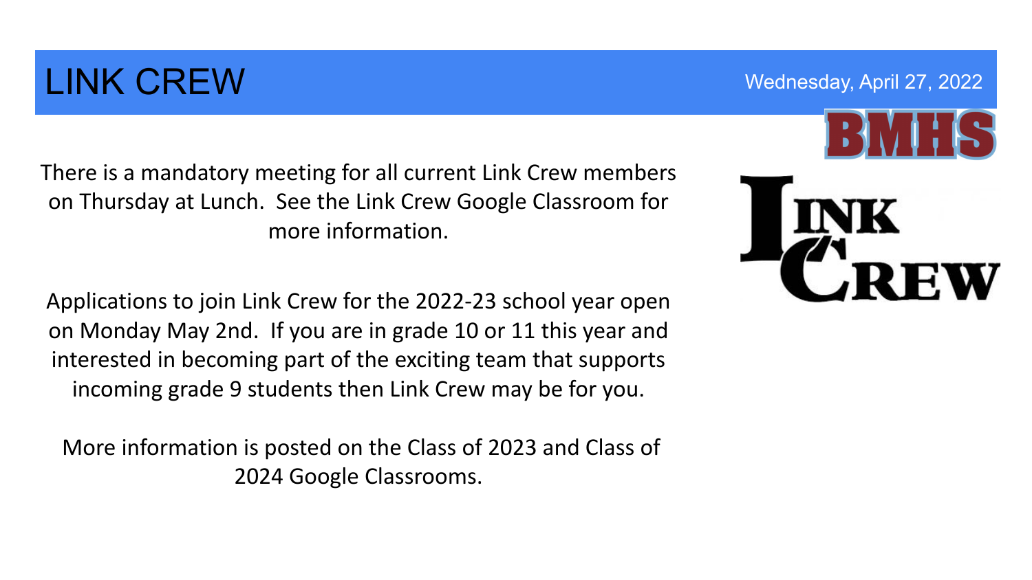# LINK CREW

Wednesday, April 27, 2022

BMHS

LINK CREW

There is a mandatory meeting for all current Link Crew members on Thursday at Lunch. See the Link Crew Google Classroom for more information.

Applications to join Link Crew for the 2022-23 school year open on Monday May 2nd. If you are in grade 10 or 11 this year and interested in becoming part of the exciting team that supports incoming grade 9 students then Link Crew may be for you.

More information is posted on the Class of 2023 and Class of 2024 Google Classrooms.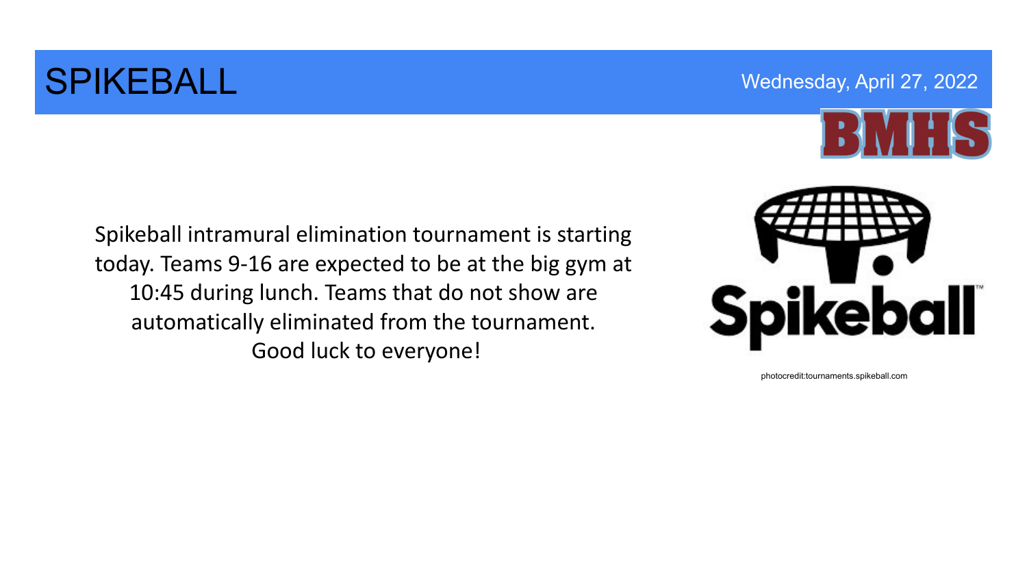# SPIKEBALL

Wednesday, April 27, 2022

BMHS

Spikeball intramural elimination tournament is starting today. Teams 9-16 are expected to be at the big gym at 10:45 during lunch. Teams that do not show are automatically eliminated from the tournament. Good luck to everyone!

photocredit:tournaments.spikeball.com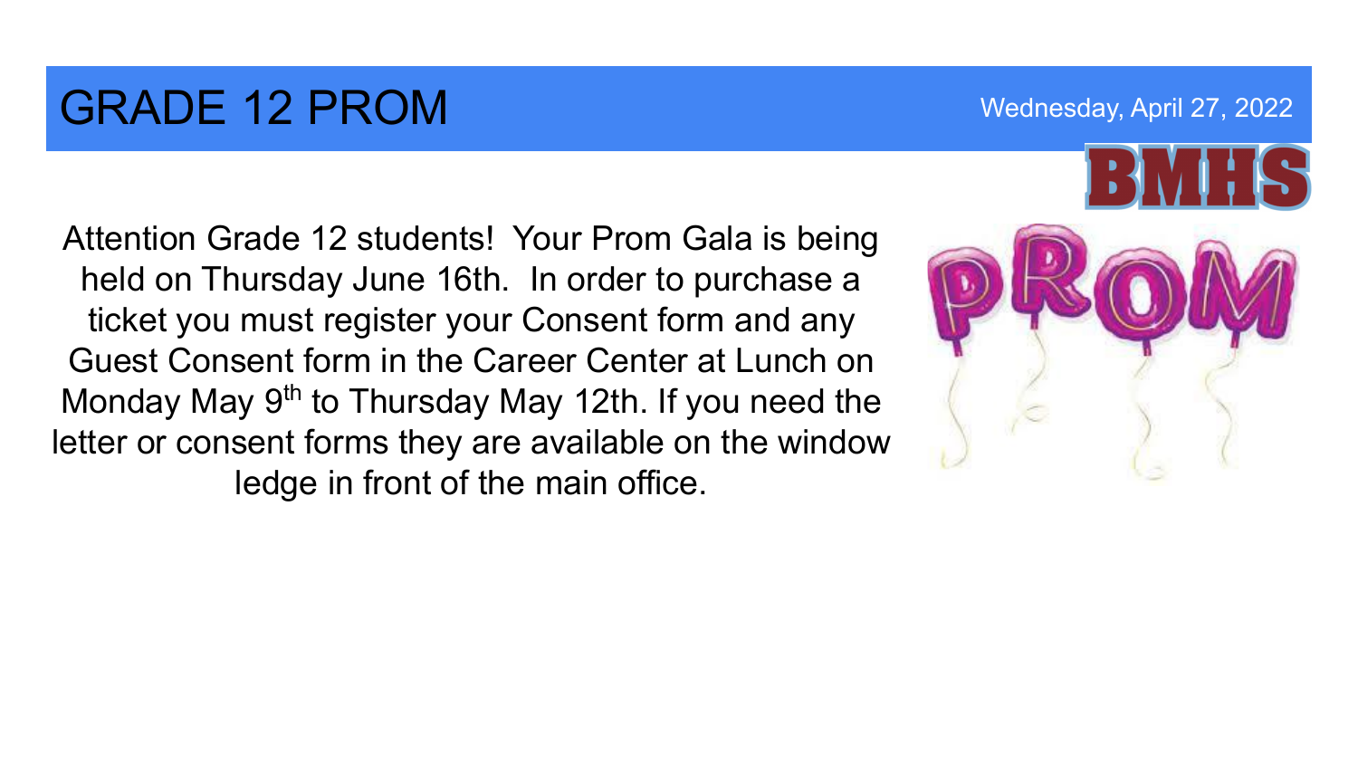# GRADE 12 PROM

Wednesday, April 27, 2022

BMHS

Attention Grade 12 students! Your Prom Gala is being held on Thursday June 16th. In order to purchase a ticket you must register your Consent form and any Guest Consent form in the Career Center at Lunch on Monday May 9th to Thursday May 12th. If you need the letter or consent forms they are available on the window ledge in front of the main office.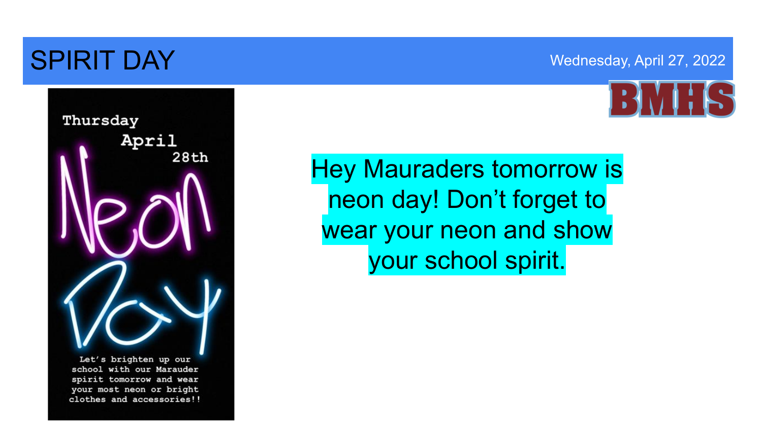# SPIRIT DAY

Wednesday, April 27, 2022

BMHS

Thursday April 28th

Neon Day

Let's brighten up our school with our Marauder spirit tomorrow and wear your most neon or bright clothes and accessories!!

Hey Mauraders tomorrow is neon day! Don't forget to wear your neon and show your school spirit.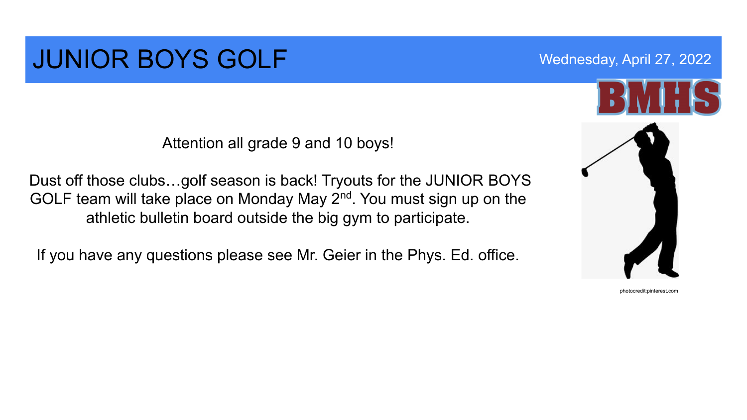# JUNIOR BOYS GOLF

Wednesday, April 27, 2022

BMHS

Attention all grade 9 and 10 boys!

Dust off those clubs…golf season is back! Tryouts for the JUNIOR BOYS GOLF team will take place on Monday May 2nd. You must sign up on the athletic bulletin board outside the big gym to participate.

If you have any questions please see Mr. Geier in the Phys. Ed. office.

photocredit:pinterest.com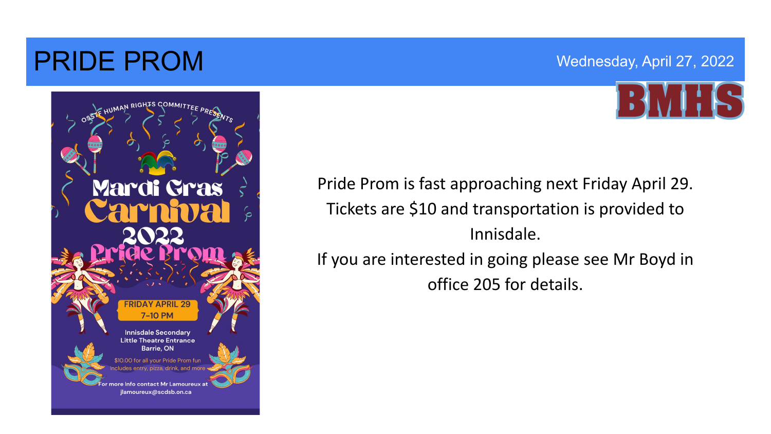# PRIDE PROM

Wednesday, April 27, 2022

BMHS

OSSTF HUMAN RIGHTS COMMITTEE PRESENTS

Mardi Gras Carnival 2022 Pride Prom

FRIDAY APRIL 29
7-10 PM

Innisdale Secondary
Little Theatre Entrance
Barrie, ON

$10.00 for all your Pride Prom fun
Includes entry, pizza, drink, and more

For more info contact Mr Lamoureux at
jlamoureux@scdsb.on.ca

Pride Prom is fast approaching next Friday April 29. Tickets are $10 and transportation is provided to Innisdale.

If you are interested in going please see Mr Boyd in office 205 for details.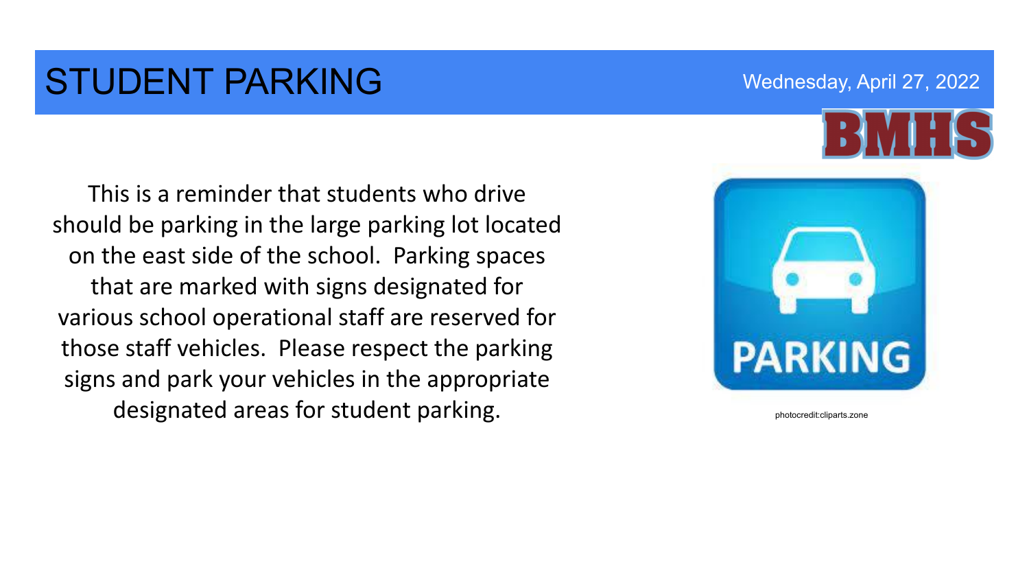# STUDENT PARKING

Wednesday, April 27, 2022

BMHS

This is a reminder that students who drive should be parking in the large parking lot located on the east side of the school. Parking spaces that are marked with signs designated for various school operational staff are reserved for those staff vehicles. Please respect the parking signs and park your vehicles in the appropriate designated areas for student parking.

photocredit:cliparts.zone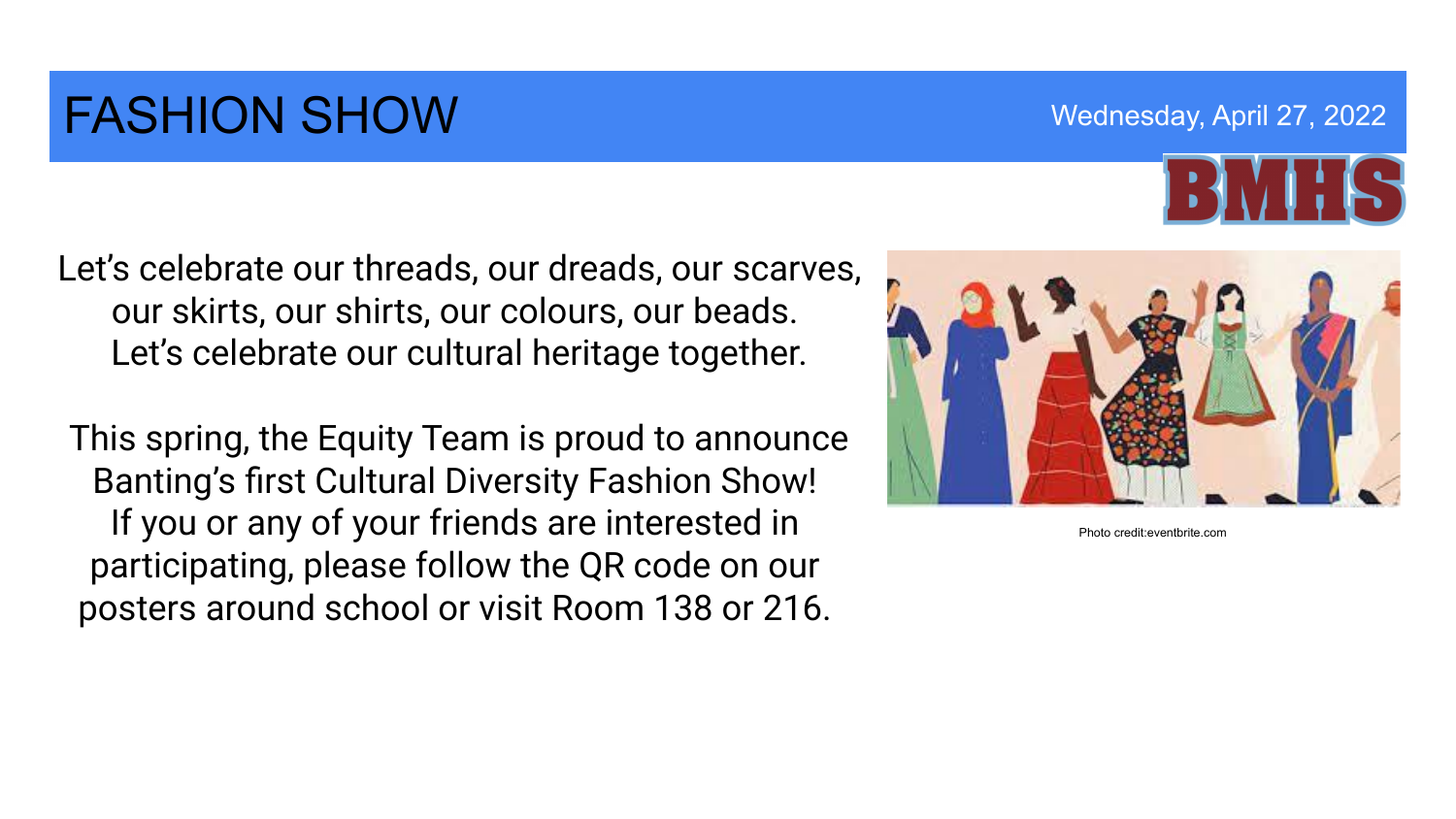# FASHION SHOW

Wednesday, April 27, 2022

BMHS

Let's celebrate our threads, our dreads, our scarves, our skirts, our shirts, our colours, our beads. Let's celebrate our cultural heritage together.

This spring, the Equity Team is proud to announce Banting's first Cultural Diversity Fashion Show! If you or any of your friends are interested in participating, please follow the QR code on our posters around school or visit Room 138 or 216.

Photo credit:eventbrite.com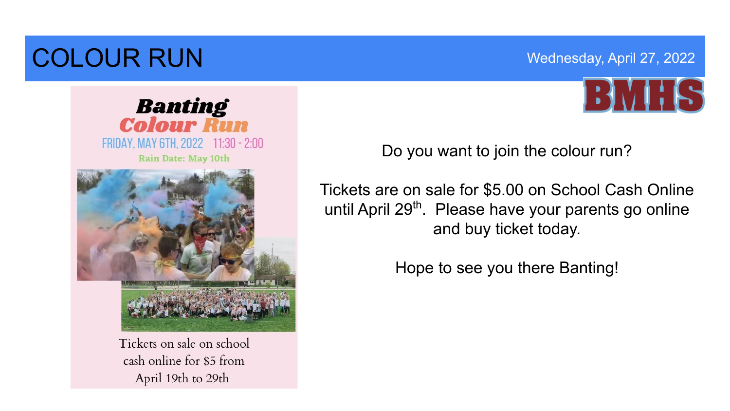# COLOUR RUN

Wednesday, April 27, 2022

BMHS

**Banting**
**Colour Run**

FRIDAY, MAY 6TH, 2022 11:30 - 2:00

Rain Date: May 10th

Tickets on sale on school cash online for $5 from April 19th to 29th

Do you want to join the colour run?

Tickets are on sale for $5.00 on School Cash Online until April 29th. Please have your parents go online and buy ticket today.

Hope to see you there Banting!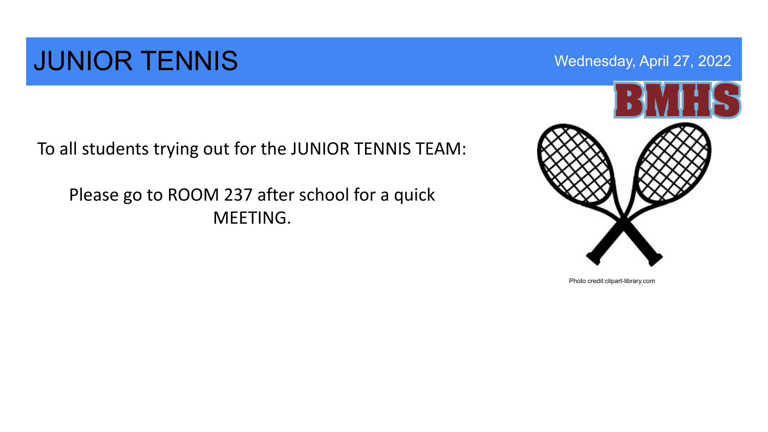# JUNIOR TENNIS

Wednesday, April 27, 2022

BMHS

To all students trying out for the JUNIOR TENNIS TEAM:

Please go to ROOM 237 after school for a quick MEETING.

Photo credit:clipart-library.com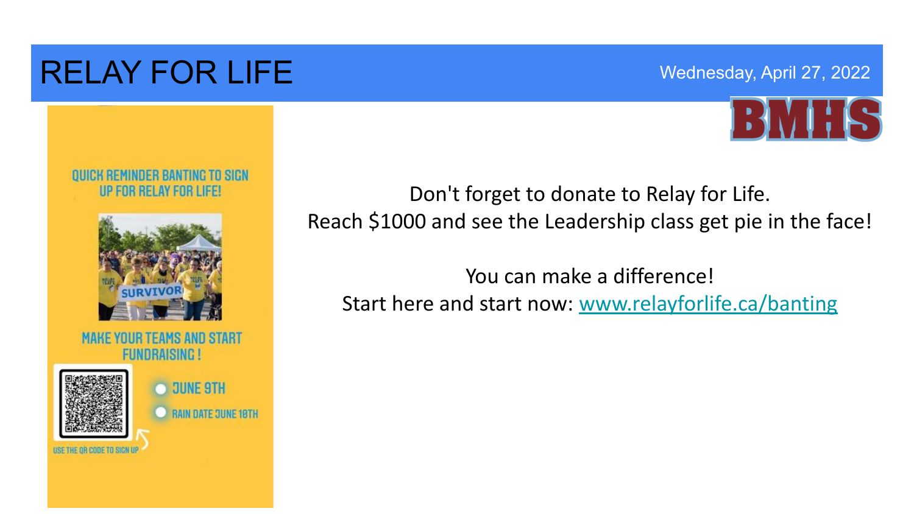# RELAY FOR LIFE

Wednesday, April 27, 2022

BMHS

QUICK REMINDER BANTING TO SIGN UP FOR RELAY FOR LIFE!

SURVIVOR

MAKE YOUR TEAMS AND START FUNDRAISING!

- JUNE 9TH
- RAIN DATE JUNE 10TH

USE THE QR CODE TO SIGN UP

Don't forget to donate to Relay for Life.
Reach $1000 and see the Leadership class get pie in the face!

You can make a difference!
Start here and start now: www.relayforlife.ca/banting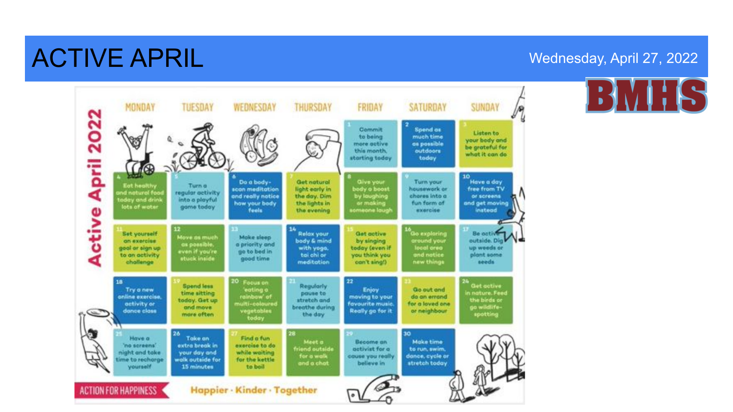# ACTIVE APRIL

Wednesday, April 27, 2022

BMHS

## Active April 2022

| MONDAY | TUESDAY | WEDNESDAY | THURSDAY | FRIDAY | SATURDAY | SUNDAY |
|---|---|---|---|---|---|---|
| | | | | 1 Commit to being more active this month, starting today | 2 Spend as much time as possible outdoors today | 3 Listen to your body and be grateful for what it can do |
| 4 Eat healthy and natural food today and drink lots of water | 5 Turn a regular activity into a playful game today | 6 Do a body-scan meditation and really notice how your body feels | 7 Get natural light early in the day. Dim the lights in the evening | 8 Give your body a boost by laughing or making someone laugh | 9 Turn your housework or chores into a fun form of exercise | 10 Have a day free from TV or screens and get moving instead |
| 11 Set yourself an exercise goal or sign up to an activity challenge | 12 Move as much as possible, even if you're stuck inside | 13 Make sleep a priority and go to bed in good time | 14 Relax your body & mind with yoga, tai chi or meditation | 15 Get active by singing today (even if you think you can't sing!) | 16 Go exploring around your local area and notice new things | 17 Be active outside. Dig up weeds or plant some seeds |
| 18 Try a new online exercise, activity or dance class | 19 Spend less time sitting today. Get up and move more often | 20 Focus on 'eating a rainbow' of multi-coloured vegetables today | 21 Regularly pause to stretch and breathe during the day | 22 Enjoy moving to your favourite music. Really go for it | 23 Go out and do an errand for a loved one or neighbour | 24 Get active in nature. Feed the birds or go wildlife-spotting |
| 25 Have a 'no screens' night and take time to recharge yourself | 26 Take an extra break in your day and walk outside for 15 minutes | 27 Find a fun exercise to do while waiting for the kettle to boil | 28 Meet a friend outside for a walk and a chat | 29 Become an activist for a cause you really believe in | 30 Make time to run, swim, dance, cycle or stretch today | |

ACTION FOR HAPPINESS

Happier · Kinder · Together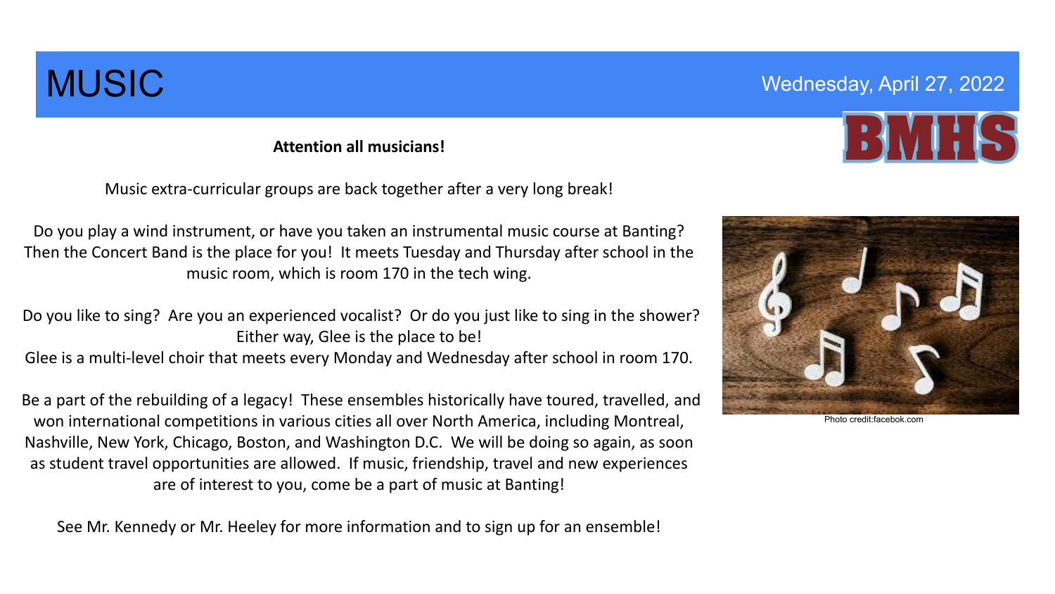# MUSIC

Wednesday, April 27, 2022

BMHS

**Attention all musicians!**

Music extra-curricular groups are back together after a very long break!

Do you play a wind instrument, or have you taken an instrumental music course at Banting? Then the Concert Band is the place for you! It meets Tuesday and Thursday after school in the music room, which is room 170 in the tech wing.

Do you like to sing? Are you an experienced vocalist? Or do you just like to sing in the shower? Either way, Glee is the place to be!
Glee is a multi-level choir that meets every Monday and Wednesday after school in room 170.

Be a part of the rebuilding of a legacy! These ensembles historically have toured, travelled, and won international competitions in various cities all over North America, including Montreal, Nashville, New York, Chicago, Boston, and Washington D.C. We will be doing so again, as soon as student travel opportunities are allowed. If music, friendship, travel and new experiences are of interest to you, come be a part of music at Banting!

See Mr. Kennedy or Mr. Heeley for more information and to sign up for an ensemble!

Photo credit:facebok.com